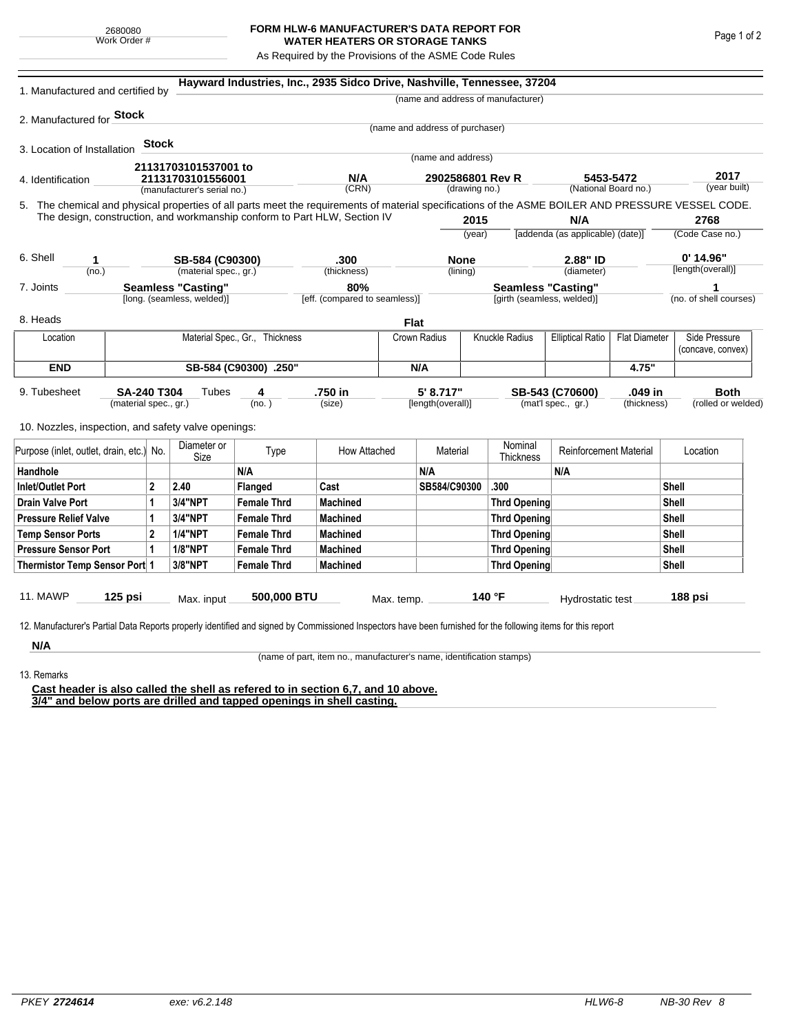2680080
Work Order #

# FORM HLW-6 MANUFACTURER'S DATA REPORT FOR WATER HEATERS OR STORAGE TANKS

As Required by the Provisions of the ASME Code Rules

1. Manufactured and certified by **Hayward Industries, Inc., 2935 Sidco Drive, Nashville, Tennessee, 37204**
(name and address of manufacturer)

2. Manufactured for **Stock**
(name and address of purchaser)

3. Location of Installation **Stock**
(name and address)

4. Identification **21131703101537001 to 21131703101556001** (manufacturer's serial no.) **N/A** (CRN) **2902586801 Rev R** (drawing no.) **5453-5472** (National Board no.) **2017** (year built)

5. The chemical and physical properties of all parts meet the requirements of material specifications of the ASME BOILER AND PRESSURE VESSEL CODE. The design, construction, and workmanship conform to Part HLW, Section IV **2015** (year) **N/A** [addenda (as applicable) (date)] **2768** (Code Case no.)

6. Shell **1** (no.) **SB-584 (C90300)** (material spec., gr.) **.300** (thickness) **None** (lining) **2.88" ID** (diameter) **0' 14.96"** [length(overall)]

7. Joints **Seamless "Casting"** [long. (seamless, welded)] **80%** [eff. (compared to seamless)] **Seamless "Casting"** [girth (seamless, welded)] **1** (no. of shell courses)

8. Heads **Flat**

| Location | Material Spec., Gr., Thickness | Crown Radius | Knuckle Radius | Elliptical Ratio | Flat Diameter | Side Pressure (concave, convex) |
|---|---|---|---|---|---|---|
| **END** | **SB-584 (C90300) .250"** | **N/A** | | | **4.75"** | |

9. Tubesheet **SA-240 T304** (material spec., gr.) Tubes **4** (no.) **.750 in** (size) **5' 8.717"** [length(overall)] **SB-543 (C70600)** (mat'l spec., gr.) **.049 in** (thickness) **Both** (rolled or welded)

10. Nozzles, inspection, and safety valve openings:

| Purpose (inlet, outlet, drain, etc.) | No. | Diameter or Size | Type | How Attached | Material | Nominal Thickness | Reinforcement Material | Location |
|---|---|---|---|---|---|---|---|---|
| **Handhole** | | | **N/A** | | **N/A** | | **N/A** | |
| **Inlet/Outlet Port** | **2** | **2.40** | **Flanged** | **Cast** | **SB584/C90300** | **.300** | | **Shell** |
| **Drain Valve Port** | **1** | **3/4"NPT** | **Female Thrd** | **Machined** | | **Thrd Opening** | | **Shell** |
| **Pressure Relief Valve** | **1** | **3/4"NPT** | **Female Thrd** | **Machined** | | **Thrd Opening** | | **Shell** |
| **Temp Sensor Ports** | **2** | **1/4"NPT** | **Female Thrd** | **Machined** | | **Thrd Opening** | | **Shell** |
| **Pressure Sensor Port** | **1** | **1/8"NPT** | **Female Thrd** | **Machined** | | **Thrd Opening** | | **Shell** |
| **Thermistor Temp Sensor Port** | **1** | **3/8"NPT** | **Female Thrd** | **Machined** | | **Thrd Opening** | | **Shell** |

11. MAWP **125 psi** Max. input **500,000 BTU** Max. temp. **140 °F** Hydrostatic test **188 psi**

12. Manufacturer's Partial Data Reports properly identified and signed by Commissioned Inspectors have been furnished for the following items for this report

**N/A**
(name of part, item no., manufacturer's name, identification stamps)

13. Remarks

**Cast header is also called the shell as refered to in section 6,7, and 10 above.**
**3/4" and below ports are drilled and tapped openings in shell casting.**

PKEY *2724614* exe: v6.2.148 HLW6-8 NB-30 Rev 8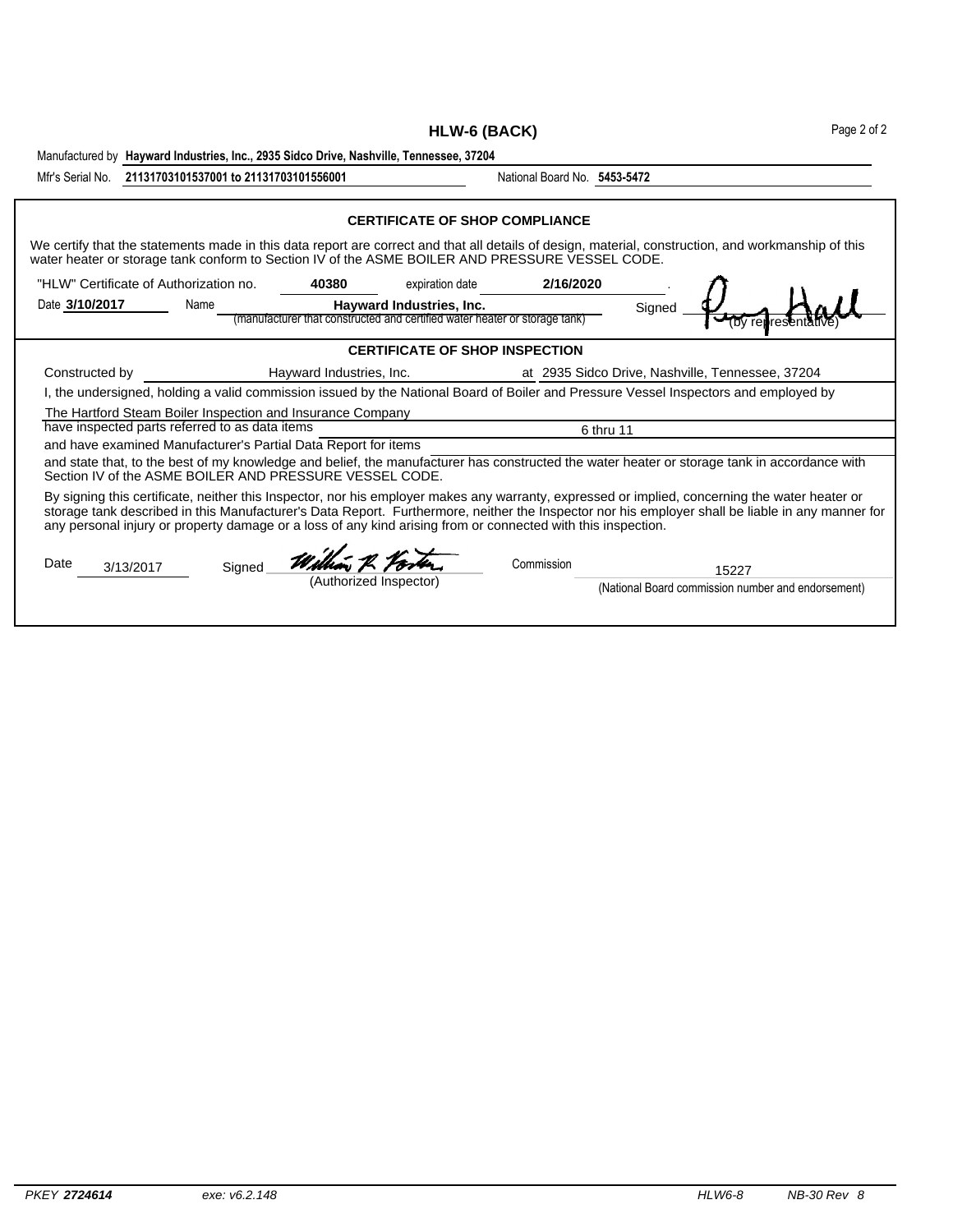# HLW-6 (BACK)

Manufactured by **Hayward Industries, Inc., 2935 Sidco Drive, Nashville, Tennessee, 37204**

Mfr's Serial No. **21131703101537001 to 21131703101556001** National Board No. **5453-5472**

## CERTIFICATE OF SHOP COMPLIANCE

We certify that the statements made in this data report are correct and that all details of design, material, construction, and workmanship of this water heater or storage tank conform to Section IV of the ASME BOILER AND PRESSURE VESSEL CODE.

"HLW" Certificate of Authorization no. **40380** expiration date **2/16/2020**.

Date **3/10/2017** Name **Hayward Industries, Inc.** Signed

(manufacturer that constructed and certified water heater or storage tank) (by representative)

## CERTIFICATE OF SHOP INSPECTION

Constructed by Hayward Industries, Inc. at 2935 Sidco Drive, Nashville, Tennessee, 37204

I, the undersigned, holding a valid commission issued by the National Board of Boiler and Pressure Vessel Inspectors and employed by

The Hartford Steam Boiler Inspection and Insurance Company

have inspected parts referred to as data items 6 thru 11

and have examined Manufacturer's Partial Data Report for items

and state that, to the best of my knowledge and belief, the manufacturer has constructed the water heater or storage tank in accordance with Section IV of the ASME BOILER AND PRESSURE VESSEL CODE.

By signing this certificate, neither this Inspector, nor his employer makes any warranty, expressed or implied, concerning the water heater or storage tank described in this Manufacturer's Data Report. Furthermore, neither the Inspector nor his employer shall be liable in any manner for any personal injury or property damage or a loss of any kind arising from or connected with this inspection.

Date 3/13/2017 Signed (Authorized Inspector) Commission 15227 (National Board commission number and endorsement)